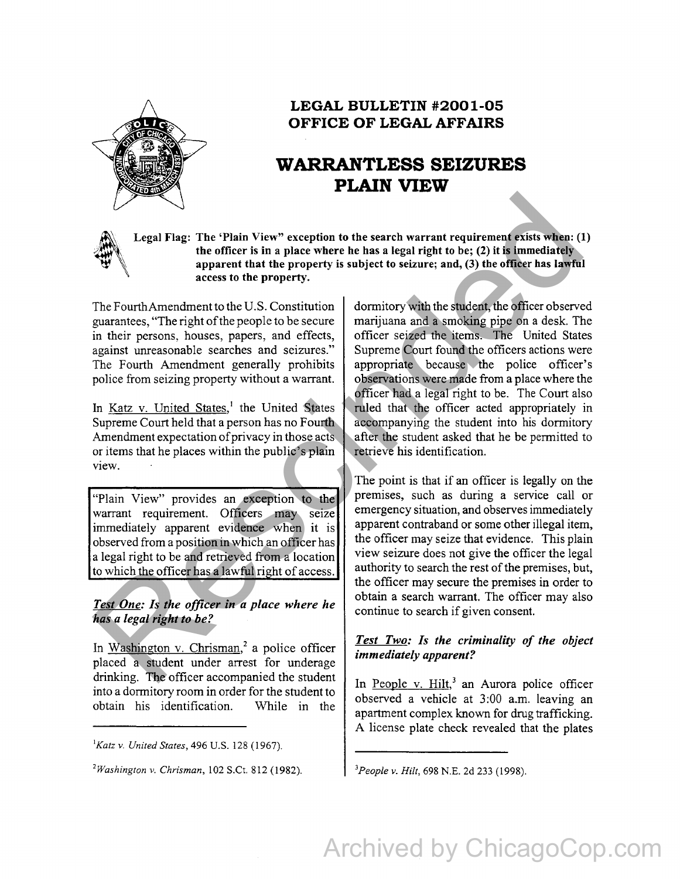# LEGAL BULLETIN #2001-05
# OFFICE OF LEGAL AFFAIRS

## WARRANTLESS SEIZURES PLAIN VIEW

**Legal Flag: The 'Plain View" exception to the search warrant requirement exists when: (1) the officer is in a place where he has a legal right to be; (2) it is immediately apparent that the property is subject to seizure; and, (3) the officer has lawful access to the property.**

The Fourth Amendment to the U.S. Constitution guarantees, "The right of the people to be secure in their persons, houses, papers, and effects, against unreasonable searches and seizures." The Fourth Amendment generally prohibits police from seizing property without a warrant.

In Katz v. United States,[1] the United States Supreme Court held that a person has no Fourth Amendment expectation of privacy in those acts or items that he places within the public's plain view.

> "Plain View" provides an exception to the warrant requirement. Officers may seize immediately apparent evidence when it is observed from a position in which an officer has a legal right to be and retrieved from a location to which the officer has a lawful right of access.

### *Test One: Is the officer in a place where he has a legal right to be?*

In Washington v. Chrisman,[2] a police officer placed a student under arrest for underage drinking. The officer accompanied the student into a dormitory room in order for the student to obtain his identification. While in the dormitory with the student, the officer observed marijuana and a smoking pipe on a desk. The officer seized the items. The United States Supreme Court found the officers actions were appropriate because the police officer's observations were made from a place where the officer had a legal right to be. The Court also ruled that the officer acted appropriately in accompanying the student into his dormitory after the student asked that he be permitted to retrieve his identification.

The point is that if an officer is legally on the premises, such as during a service call or emergency situation, and observes immediately apparent contraband or some other illegal item, the officer may seize that evidence. This plain view seizure does not give the officer the legal authority to search the rest of the premises, but, the officer may secure the premises in order to obtain a search warrant. The officer may also continue to search if given consent.

### *Test Two: Is the criminality of the object immediately apparent?*

In People v. Hilt,[3] an Aurora police officer observed a vehicle at 3:00 a.m. leaving an apartment complex known for drug trafficking. A license plate check revealed that the plates

---

[1] *Katz v. United States*, 496 U.S. 128 (1967).

[2] *Washington v. Chrisman*, 102 S.Ct. 812 (1982).

[3] *People v. Hilt*, 698 N.E. 2d 233 (1998).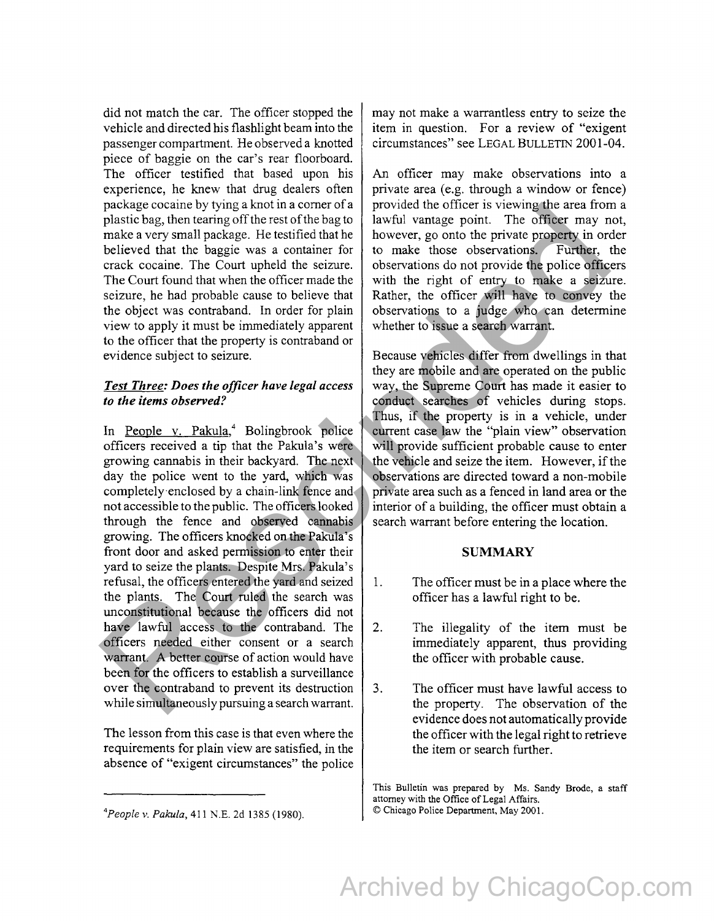did not match the car. The officer stopped the vehicle and directed his flashlight beam into the passenger compartment. He observed a knotted piece of baggie on the car's rear floorboard. The officer testified that based upon his experience, he knew that drug dealers often package cocaine by tying a knot in a corner of a plastic bag, then tearing off the rest of the bag to make a very small package. He testified that he believed that the baggie was a container for crack cocaine. The Court upheld the seizure. The Court found that when the officer made the seizure, he had probable cause to believe that the object was contraband. In order for plain view to apply it must be immediately apparent to the officer that the property is contraband or evidence subject to seizure.

***Test Three*: Does the officer have legal access to the items observed?**

In People v. Pakula,[4] Bolingbrook police officers received a tip that the Pakula's were growing cannabis in their backyard. The next day the police went to the yard, which was completely enclosed by a chain-link fence and not accessible to the public. The officers looked through the fence and observed cannabis growing. The officers knocked on the Pakula's front door and asked permission to enter their yard to seize the plants. Despite Mrs. Pakula's refusal, the officers entered the yard and seized the plants. The Court ruled the search was unconstitutional because the officers did not have lawful access to the contraband. The officers needed either consent or a search warrant. A better course of action would have been for the officers to establish a surveillance over the contraband to prevent its destruction while simultaneously pursuing a search warrant.

The lesson from this case is that even where the requirements for plain view are satisfied, in the absence of "exigent circumstances" the police may not make a warrantless entry to seize the item in question. For a review of "exigent circumstances" see LEGAL BULLETIN 2001-04.

An officer may make observations into a private area (e.g. through a window or fence) provided the officer is viewing the area from a lawful vantage point. The officer may not, however, go onto the private property in order to make those observations. Further, the observations do not provide the police officers with the right of entry to make a seizure. Rather, the officer will have to convey the observations to a judge who can determine whether to issue a search warrant.

Because vehicles differ from dwellings in that they are mobile and are operated on the public way, the Supreme Court has made it easier to conduct searches of vehicles during stops. Thus, if the property is in a vehicle, under current case law the "plain view" observation will provide sufficient probable cause to enter the vehicle and seize the item. However, if the observations are directed toward a non-mobile private area such as a fenced in land area or the interior of a building, the officer must obtain a search warrant before entering the location.

## SUMMARY

1. The officer must be in a place where the officer has a lawful right to be.
2. The illegality of the item must be immediately apparent, thus providing the officer with probable cause.
3. The officer must have lawful access to the property. The observation of the evidence does not automatically provide the officer with the legal right to retrieve the item or search further.

---

[4] *People v. Pakula*, 411 N.E. 2d 1385 (1980).

This Bulletin was prepared by Ms. Sandy Brode, a staff attorney with the Office of Legal Affairs.
© Chicago Police Department, May 2001.